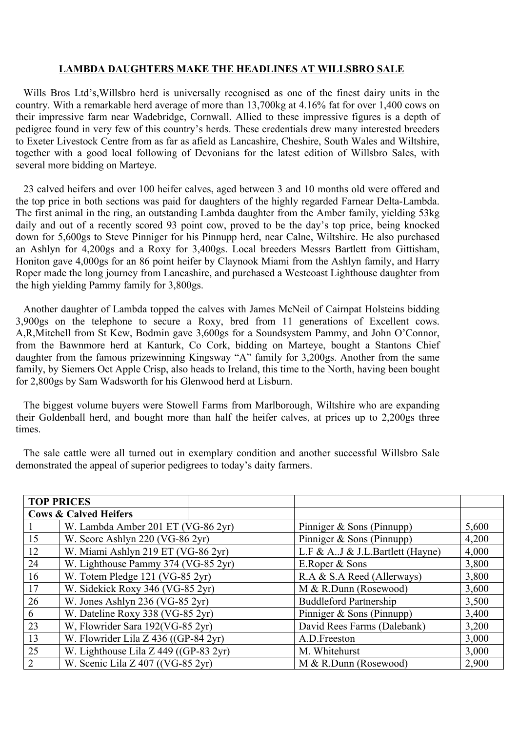## LAMBDA DAUGHTERS MAKE THE HEADLINES AT WILLSBRO SALE

Wills Bros Ltd's,Willsbro herd is universally recognised as one of the finest dairy units in the country. With a remarkable herd average of more than 13,700kg at 4.16% fat for over 1,400 cows on their impressive farm near Wadebridge, Cornwall. Allied to these impressive figures is a depth of pedigree found in very few of this country's herds. These credentials drew many interested breeders to Exeter Livestock Centre from as far as afield as Lancashire, Cheshire, South Wales and Wiltshire, together with a good local following of Devonians for the latest edition of Willsbro Sales, with several more bidding on Marteye.

23 calved heifers and over 100 heifer calves, aged between 3 and 10 months old were offered and the top price in both sections was paid for daughters of the highly regarded Farnear Delta-Lambda. The first animal in the ring, an outstanding Lambda daughter from the Amber family, yielding 53kg daily and out of a recently scored 93 point cow, proved to be the day's top price, being knocked down for 5,600gs to Steve Pinniger for his Pinnupp herd, near Calne, Wiltshire. He also purchased an Ashlyn for 4,200gs and a Roxy for 3,400gs. Local breeders Messrs Bartlett from Gittisham, Honiton gave 4,000gs for an 86 point heifer by Claynook Miami from the Ashlyn family, and Harry Roper made the long journey from Lancashire, and purchased a Westcoast Lighthouse daughter from the high yielding Pammy family for 3,800gs.

Another daughter of Lambda topped the calves with James McNeil of Cairnpat Holsteins bidding 3,900gs on the telephone to secure a Roxy, bred from 11 generations of Excellent cows. A,R,Mitchell from St Kew, Bodmin gave 3,600gs for a Soundsystem Pammy, and John O'Connor, from the Bawnmore herd at Kanturk, Co Cork, bidding on Marteye, bought a Stantons Chief daughter from the famous prizewinning Kingsway "A" family for 3,200gs. Another from the same family, by Siemers Oct Apple Crisp, also heads to Ireland, this time to the North, having been bought for 2,800gs by Sam Wadsworth for his Glenwood herd at Lisburn.

The biggest volume buyers were Stowell Farms from Marlborough, Wiltshire who are expanding their Goldenball herd, and bought more than half the heifer calves, at prices up to 2,200gs three times.

The sale cattle were all turned out in exemplary condition and another successful Willsbro Sale demonstrated the appeal of superior pedigrees to today's daity farmers.

| **TOP PRICES** | | | |
|---|---|---|---|
| **Cows & Calved Heifers** | | | |
| 1 | W. Lambda Amber 201 ET (VG-86 2yr) | Pinniger & Sons (Pinnupp) | 5,600 |
| 15 | W. Score Ashlyn 220 (VG-86 2yr) | Pinniger & Sons (Pinnupp) | 4,200 |
| 12 | W. Miami Ashlyn 219 ET (VG-86 2yr) | L.F & A..J & J.L.Bartlett (Hayne) | 4,000 |
| 24 | W. Lighthouse Pammy 374 (VG-85 2yr) | E.Roper & Sons | 3,800 |
| 16 | W. Totem Pledge 121 (VG-85 2yr) | R.A & S.A Reed (Allerways) | 3,800 |
| 17 | W. Sidekick Roxy 346 (VG-85 2yr) | M & R.Dunn (Rosewood) | 3,600 |
| 26 | W. Jones Ashlyn 236 (VG-85 2yr) | Buddleford Partnership | 3,500 |
| 6 | W. Dateline Roxy 338 (VG-85 2yr) | Pinniger & Sons (Pinnupp) | 3,400 |
| 23 | W, Flowrider Sara 192(VG-85 2yr) | David Rees Farms (Dalebank) | 3,200 |
| 13 | W. Flowrider Lila Z 436 ((GP-84 2yr) | A.D.Freeston | 3,000 |
| 25 | W. Lighthouse Lila Z 449 ((GP-83 2yr) | M. Whitehurst | 3,000 |
| 2 | W. Scenic Lila Z 407 ((VG-85 2yr) | M & R.Dunn (Rosewood) | 2,900 |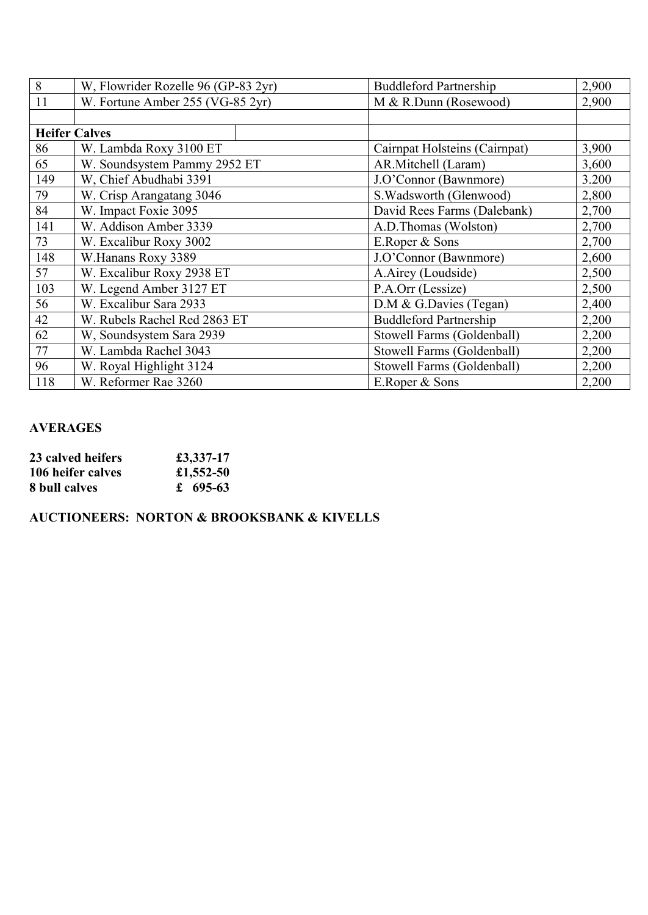| | | | |
|---|---|---|---|
| 8 | W, Flowrider Rozelle 96 (GP-83 2yr) | Buddleford Partnership | 2,900 |
| 11 | W. Fortune Amber 255 (VG-85 2yr) | M & R.Dunn (Rosewood) | 2,900 |
| | | | |
| **Heifer Calves** | | | |
| 86 | W. Lambda Roxy 3100 ET | Cairnpat Holsteins (Cairnpat) | 3,900 |
| 65 | W. Soundsystem Pammy 2952 ET | AR.Mitchell (Laram) | 3,600 |
| 149 | W, Chief Abudhabi 3391 | J.O'Connor (Bawnmore) | 3.200 |
| 79 | W. Crisp Arangatang 3046 | S.Wadsworth (Glenwood) | 2,800 |
| 84 | W. Impact Foxie 3095 | David Rees Farms (Dalebank) | 2,700 |
| 141 | W. Addison Amber 3339 | A.D.Thomas (Wolston) | 2,700 |
| 73 | W. Excalibur Roxy 3002 | E.Roper & Sons | 2,700 |
| 148 | W.Hanans Roxy 3389 | J.O'Connor (Bawnmore) | 2,600 |
| 57 | W. Excalibur Roxy 2938 ET | A.Airey (Loudside) | 2,500 |
| 103 | W. Legend Amber 3127 ET | P.A.Orr (Lessize) | 2,500 |
| 56 | W. Excalibur Sara 2933 | D.M & G.Davies (Tegan) | 2,400 |
| 42 | W. Rubels Rachel Red 2863 ET | Buddleford Partnership | 2,200 |
| 62 | W, Soundsystem Sara 2939 | Stowell Farms (Goldenball) | 2,200 |
| 77 | W. Lambda Rachel 3043 | Stowell Farms (Goldenball) | 2,200 |
| 96 | W. Royal Highlight 3124 | Stowell Farms (Goldenball) | 2,200 |
| 118 | W. Reformer Rae 3260 | E.Roper & Sons | 2,200 |

**AVERAGES**

**23 calved heifers £3,337-17**
**106 heifer calves £1,552-50**
**8 bull calves £ 695-63**

**AUCTIONEERS: NORTON & BROOKSBANK & KIVELLS**